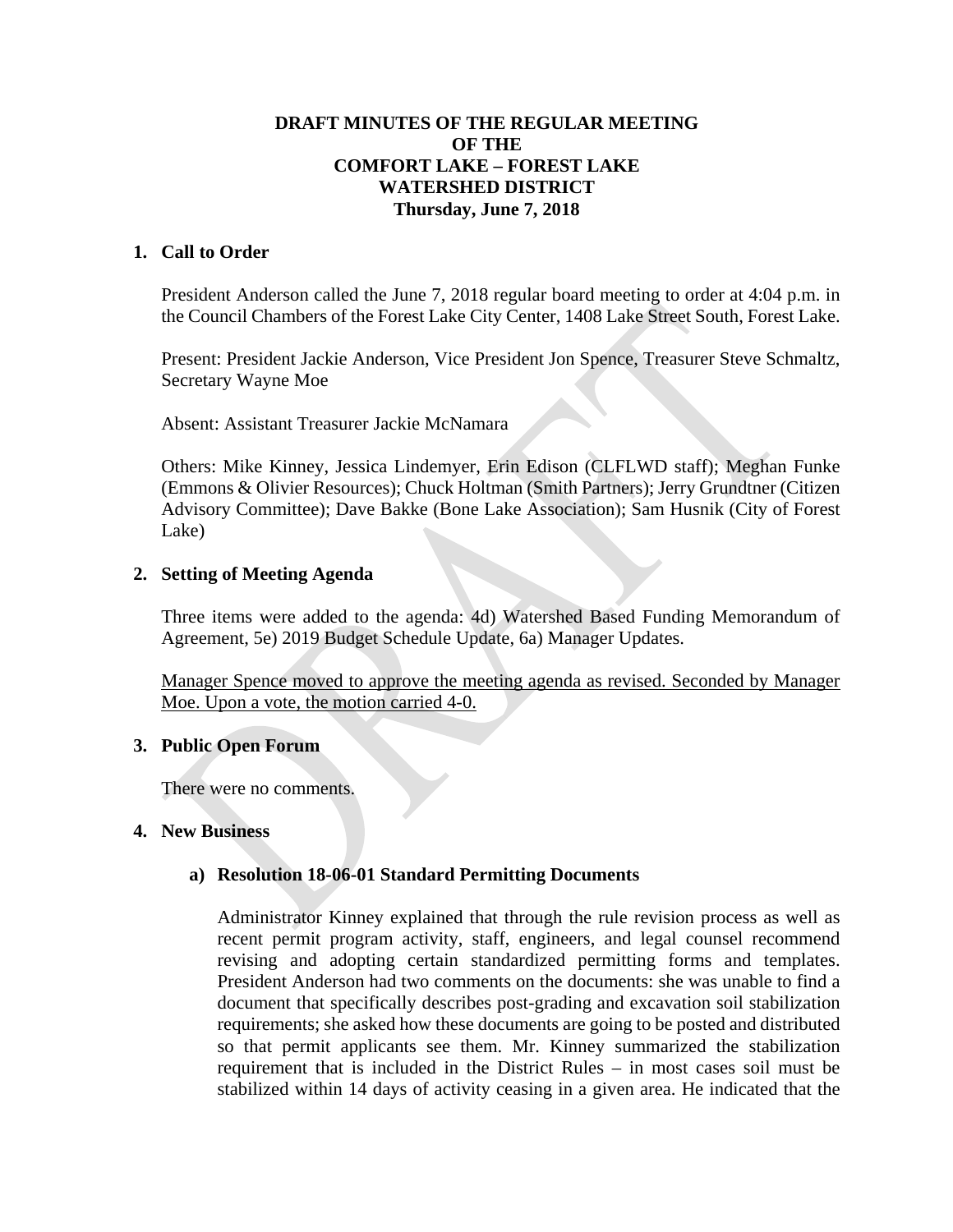# DRAFT MINUTES OF THE REGULAR MEETING OF THE COMFORT LAKE – FOREST LAKE WATERSHED DISTRICT

**Thursday, June 7, 2018**

## 1. Call to Order

President Anderson called the June 7, 2018 regular board meeting to order at 4:04 p.m. in the Council Chambers of the Forest Lake City Center, 1408 Lake Street South, Forest Lake.

Present: President Jackie Anderson, Vice President Jon Spence, Treasurer Steve Schmaltz, Secretary Wayne Moe

Absent: Assistant Treasurer Jackie McNamara

Others: Mike Kinney, Jessica Lindemyer, Erin Edison (CLFLWD staff); Meghan Funke (Emmons & Olivier Resources); Chuck Holtman (Smith Partners); Jerry Grundtner (Citizen Advisory Committee); Dave Bakke (Bone Lake Association); Sam Husnik (City of Forest Lake)

## 2. Setting of Meeting Agenda

Three items were added to the agenda: 4d) Watershed Based Funding Memorandum of Agreement, 5e) 2019 Budget Schedule Update, 6a) Manager Updates.

<u>Manager Spence moved to approve the meeting agenda as revised. Seconded by Manager Moe. Upon a vote, the motion carried 4-0.</u>

## 3. Public Open Forum

There were no comments.

## 4. New Business

### a) Resolution 18-06-01 Standard Permitting Documents

Administrator Kinney explained that through the rule revision process as well as recent permit program activity, staff, engineers, and legal counsel recommend revising and adopting certain standardized permitting forms and templates. President Anderson had two comments on the documents: she was unable to find a document that specifically describes post-grading and excavation soil stabilization requirements; she asked how these documents are going to be posted and distributed so that permit applicants see them. Mr. Kinney summarized the stabilization requirement that is included in the District Rules – in most cases soil must be stabilized within 14 days of activity ceasing in a given area. He indicated that the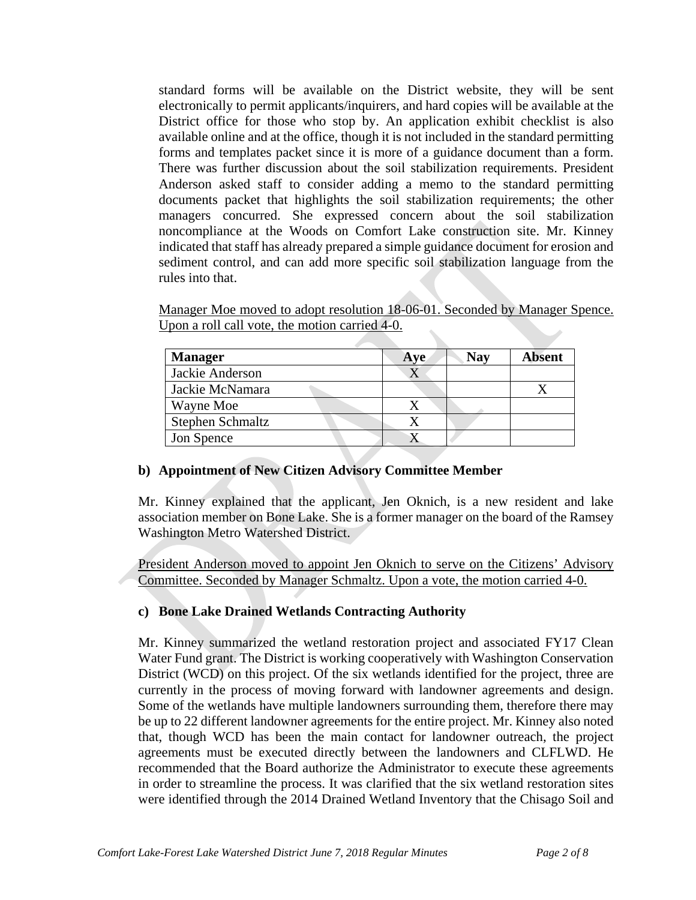standard forms will be available on the District website, they will be sent electronically to permit applicants/inquirers, and hard copies will be available at the District office for those who stop by. An application exhibit checklist is also available online and at the office, though it is not included in the standard permitting forms and templates packet since it is more of a guidance document than a form. There was further discussion about the soil stabilization requirements. President Anderson asked staff to consider adding a memo to the standard permitting documents packet that highlights the soil stabilization requirements; the other managers concurred. She expressed concern about the soil stabilization noncompliance at the Woods on Comfort Lake construction site. Mr. Kinney indicated that staff has already prepared a simple guidance document for erosion and sediment control, and can add more specific soil stabilization language from the rules into that.

Manager Moe moved to adopt resolution 18-06-01. Seconded by Manager Spence. Upon a roll call vote, the motion carried 4-0.

| Manager | Aye | Nay | Absent |
| --- | --- | --- | --- |
| Jackie Anderson | X | | |
| Jackie McNamara | | | X |
| Wayne Moe | X | | |
| Stephen Schmaltz | X | | |
| Jon Spence | X | | |

**b) Appointment of New Citizen Advisory Committee Member**

Mr. Kinney explained that the applicant, Jen Oknich, is a new resident and lake association member on Bone Lake. She is a former manager on the board of the Ramsey Washington Metro Watershed District.

President Anderson moved to appoint Jen Oknich to serve on the Citizens' Advisory Committee. Seconded by Manager Schmaltz. Upon a vote, the motion carried 4-0.

**c) Bone Lake Drained Wetlands Contracting Authority**

Mr. Kinney summarized the wetland restoration project and associated FY17 Clean Water Fund grant. The District is working cooperatively with Washington Conservation District (WCD) on this project. Of the six wetlands identified for the project, three are currently in the process of moving forward with landowner agreements and design. Some of the wetlands have multiple landowners surrounding them, therefore there may be up to 22 different landowner agreements for the entire project. Mr. Kinney also noted that, though WCD has been the main contact for landowner outreach, the project agreements must be executed directly between the landowners and CLFLWD. He recommended that the Board authorize the Administrator to execute these agreements in order to streamline the process. It was clarified that the six wetland restoration sites were identified through the 2014 Drained Wetland Inventory that the Chisago Soil and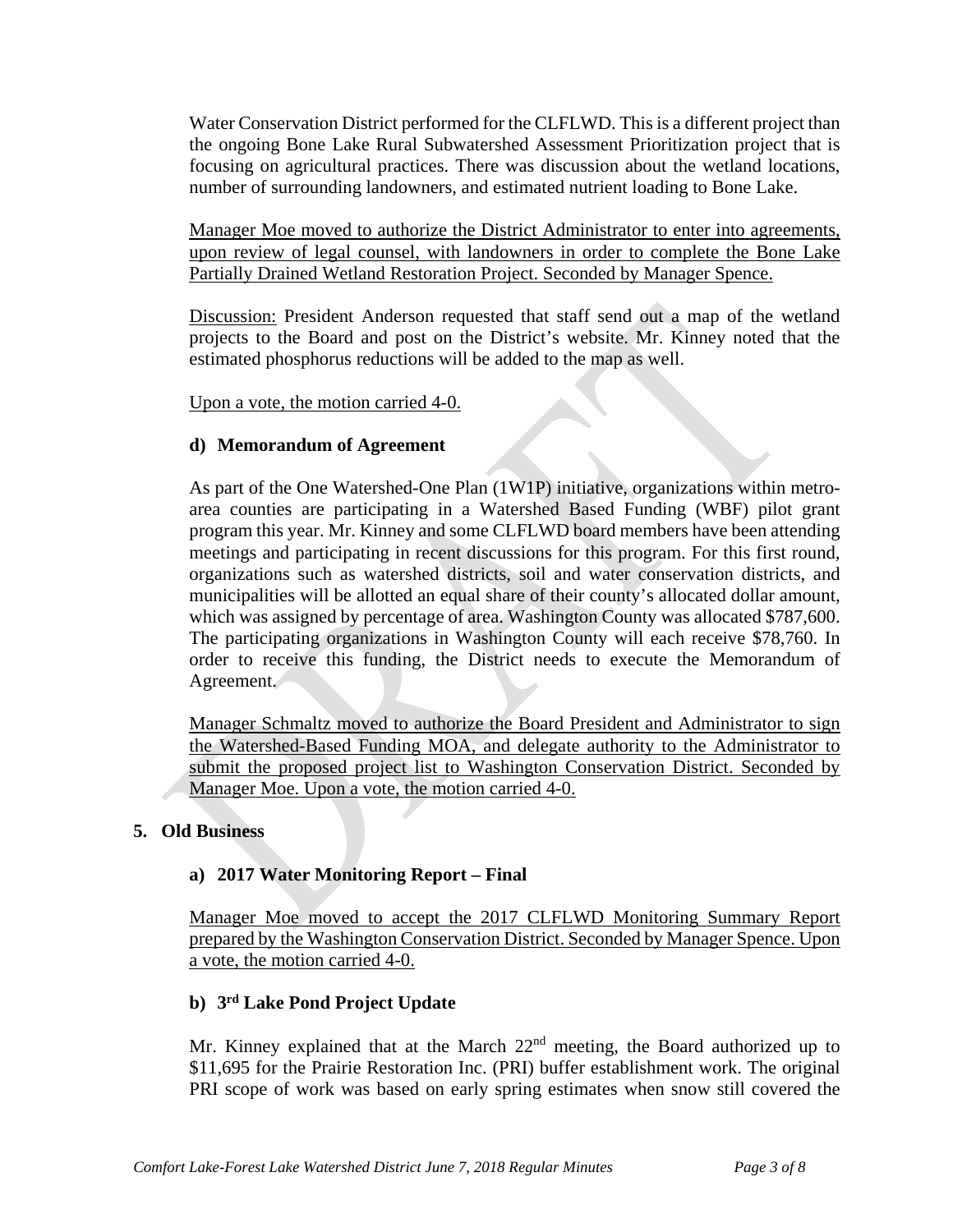Water Conservation District performed for the CLFLWD. This is a different project than the ongoing Bone Lake Rural Subwatershed Assessment Prioritization project that is focusing on agricultural practices. There was discussion about the wetland locations, number of surrounding landowners, and estimated nutrient loading to Bone Lake.

Manager Moe moved to authorize the District Administrator to enter into agreements, upon review of legal counsel, with landowners in order to complete the Bone Lake Partially Drained Wetland Restoration Project. Seconded by Manager Spence.

Discussion: President Anderson requested that staff send out a map of the wetland projects to the Board and post on the District's website. Mr. Kinney noted that the estimated phosphorus reductions will be added to the map as well.

Upon a vote, the motion carried 4-0.

**d) Memorandum of Agreement**

As part of the One Watershed-One Plan (1W1P) initiative, organizations within metro-area counties are participating in a Watershed Based Funding (WBF) pilot grant program this year. Mr. Kinney and some CLFLWD board members have been attending meetings and participating in recent discussions for this program. For this first round, organizations such as watershed districts, soil and water conservation districts, and municipalities will be allotted an equal share of their county's allocated dollar amount, which was assigned by percentage of area. Washington County was allocated $787,600. The participating organizations in Washington County will each receive $78,760. In order to receive this funding, the District needs to execute the Memorandum of Agreement.

Manager Schmaltz moved to authorize the Board President and Administrator to sign the Watershed-Based Funding MOA, and delegate authority to the Administrator to submit the proposed project list to Washington Conservation District. Seconded by Manager Moe. Upon a vote, the motion carried 4-0.

## 5. Old Business

**a) 2017 Water Monitoring Report – Final**

Manager Moe moved to accept the 2017 CLFLWD Monitoring Summary Report prepared by the Washington Conservation District. Seconded by Manager Spence. Upon a vote, the motion carried 4-0.

**b) 3rd Lake Pond Project Update**

Mr. Kinney explained that at the March 22nd meeting, the Board authorized up to $11,695 for the Prairie Restoration Inc. (PRI) buffer establishment work. The original PRI scope of work was based on early spring estimates when snow still covered the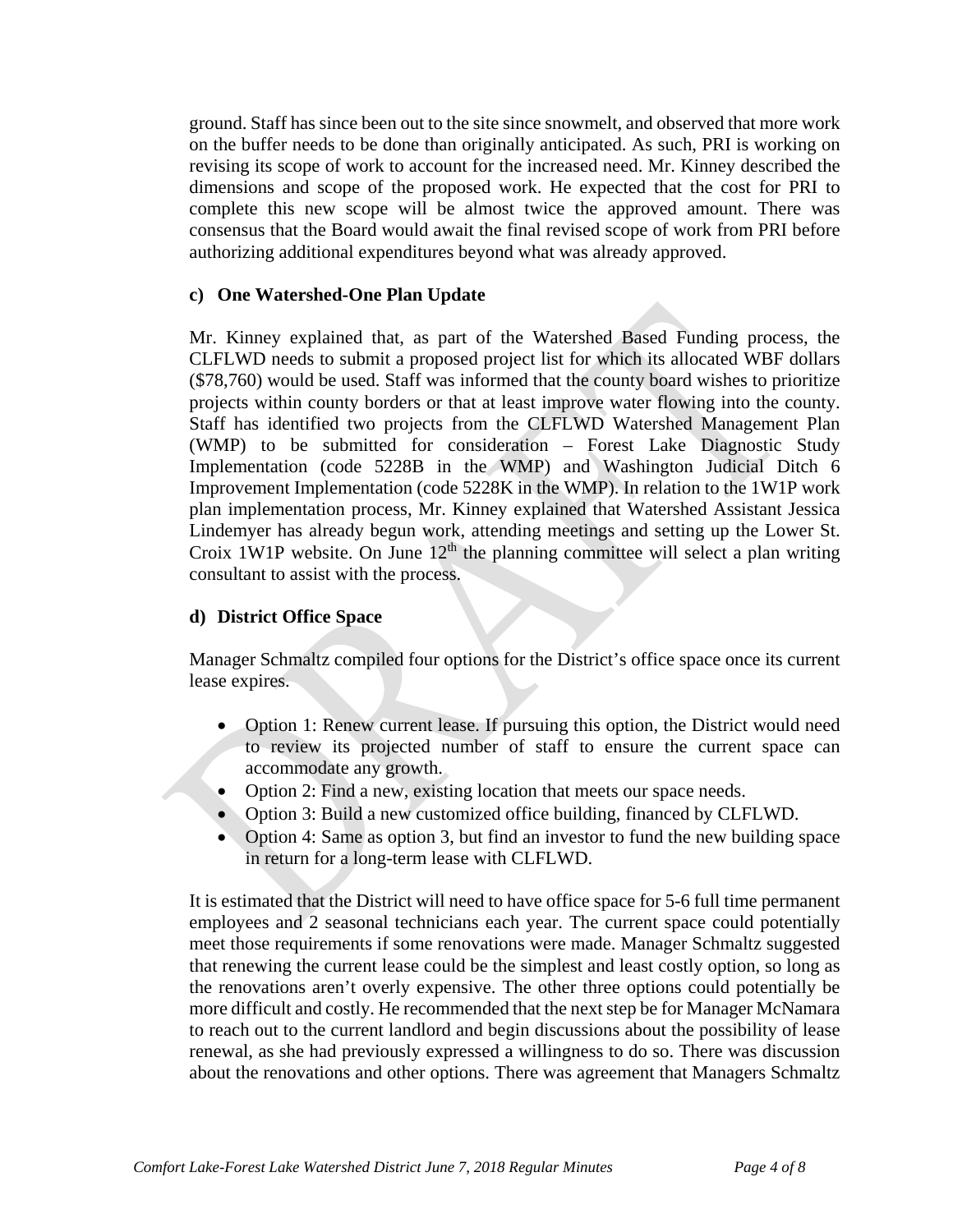ground. Staff has since been out to the site since snowmelt, and observed that more work on the buffer needs to be done than originally anticipated. As such, PRI is working on revising its scope of work to account for the increased need. Mr. Kinney described the dimensions and scope of the proposed work. He expected that the cost for PRI to complete this new scope will be almost twice the approved amount. There was consensus that the Board would await the final revised scope of work from PRI before authorizing additional expenditures beyond what was already approved.

### c) One Watershed-One Plan Update

Mr. Kinney explained that, as part of the Watershed Based Funding process, the CLFLWD needs to submit a proposed project list for which its allocated WBF dollars ($78,760) would be used. Staff was informed that the county board wishes to prioritize projects within county borders or that at least improve water flowing into the county. Staff has identified two projects from the CLFLWD Watershed Management Plan (WMP) to be submitted for consideration – Forest Lake Diagnostic Study Implementation (code 5228B in the WMP) and Washington Judicial Ditch 6 Improvement Implementation (code 5228K in the WMP). In relation to the 1W1P work plan implementation process, Mr. Kinney explained that Watershed Assistant Jessica Lindemyer has already begun work, attending meetings and setting up the Lower St. Croix 1W1P website. On June 12th the planning committee will select a plan writing consultant to assist with the process.

### d) District Office Space

Manager Schmaltz compiled four options for the District's office space once its current lease expires.

- Option 1: Renew current lease. If pursuing this option, the District would need to review its projected number of staff to ensure the current space can accommodate any growth.
- Option 2: Find a new, existing location that meets our space needs.
- Option 3: Build a new customized office building, financed by CLFLWD.
- Option 4: Same as option 3, but find an investor to fund the new building space in return for a long-term lease with CLFLWD.

It is estimated that the District will need to have office space for 5-6 full time permanent employees and 2 seasonal technicians each year. The current space could potentially meet those requirements if some renovations were made. Manager Schmaltz suggested that renewing the current lease could be the simplest and least costly option, so long as the renovations aren't overly expensive. The other three options could potentially be more difficult and costly. He recommended that the next step be for Manager McNamara to reach out to the current landlord and begin discussions about the possibility of lease renewal, as she had previously expressed a willingness to do so. There was discussion about the renovations and other options. There was agreement that Managers Schmaltz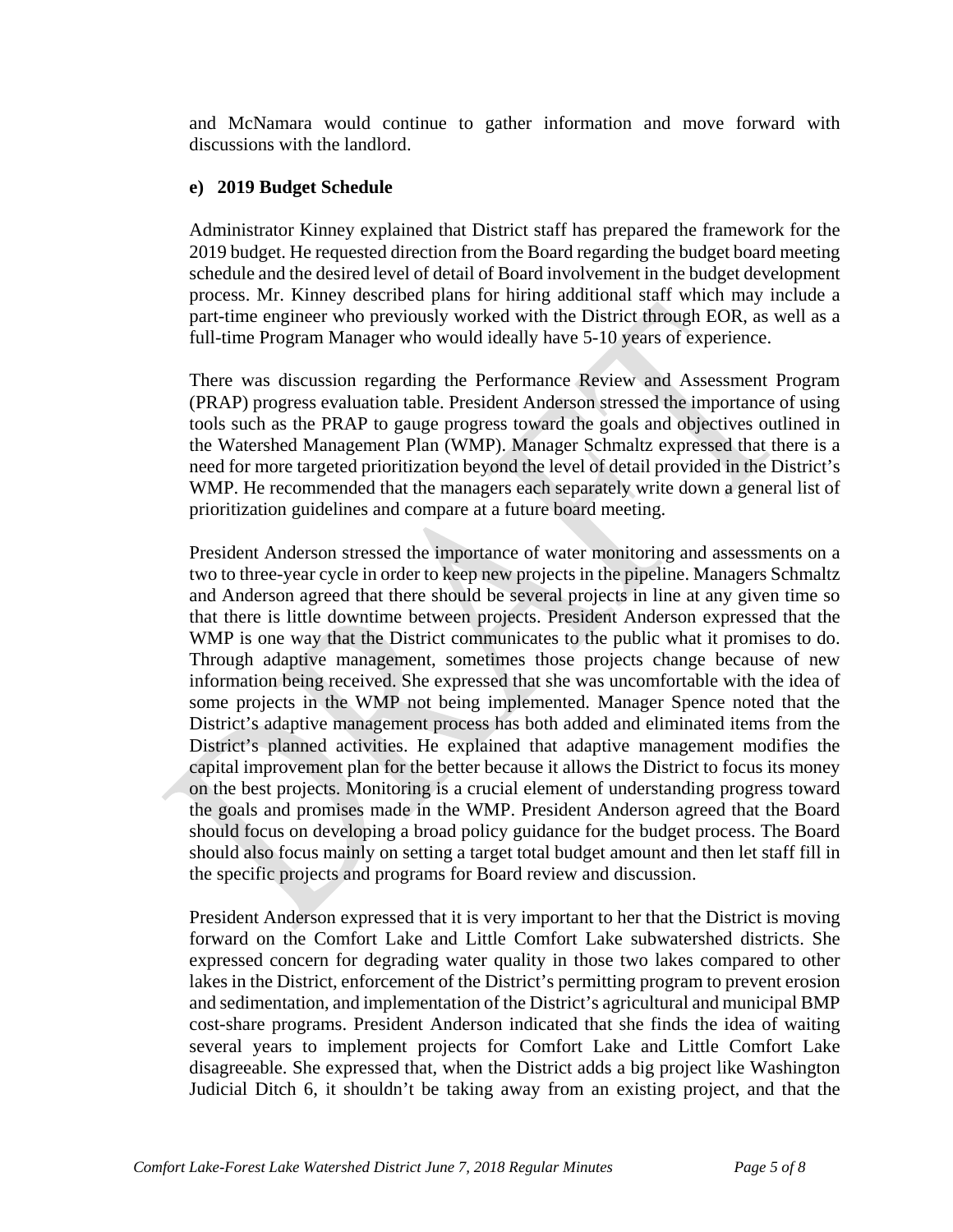and McNamara would continue to gather information and move forward with discussions with the landlord.

**e) 2019 Budget Schedule**

Administrator Kinney explained that District staff has prepared the framework for the 2019 budget. He requested direction from the Board regarding the budget board meeting schedule and the desired level of detail of Board involvement in the budget development process. Mr. Kinney described plans for hiring additional staff which may include a part-time engineer who previously worked with the District through EOR, as well as a full-time Program Manager who would ideally have 5-10 years of experience.

There was discussion regarding the Performance Review and Assessment Program (PRAP) progress evaluation table. President Anderson stressed the importance of using tools such as the PRAP to gauge progress toward the goals and objectives outlined in the Watershed Management Plan (WMP). Manager Schmaltz expressed that there is a need for more targeted prioritization beyond the level of detail provided in the District's WMP. He recommended that the managers each separately write down a general list of prioritization guidelines and compare at a future board meeting.

President Anderson stressed the importance of water monitoring and assessments on a two to three-year cycle in order to keep new projects in the pipeline. Managers Schmaltz and Anderson agreed that there should be several projects in line at any given time so that there is little downtime between projects. President Anderson expressed that the WMP is one way that the District communicates to the public what it promises to do. Through adaptive management, sometimes those projects change because of new information being received. She expressed that she was uncomfortable with the idea of some projects in the WMP not being implemented. Manager Spence noted that the District's adaptive management process has both added and eliminated items from the District's planned activities. He explained that adaptive management modifies the capital improvement plan for the better because it allows the District to focus its money on the best projects. Monitoring is a crucial element of understanding progress toward the goals and promises made in the WMP. President Anderson agreed that the Board should focus on developing a broad policy guidance for the budget process. The Board should also focus mainly on setting a target total budget amount and then let staff fill in the specific projects and programs for Board review and discussion.

President Anderson expressed that it is very important to her that the District is moving forward on the Comfort Lake and Little Comfort Lake subwatershed districts. She expressed concern for degrading water quality in those two lakes compared to other lakes in the District, enforcement of the District's permitting program to prevent erosion and sedimentation, and implementation of the District's agricultural and municipal BMP cost-share programs. President Anderson indicated that she finds the idea of waiting several years to implement projects for Comfort Lake and Little Comfort Lake disagreeable. She expressed that, when the District adds a big project like Washington Judicial Ditch 6, it shouldn't be taking away from an existing project, and that the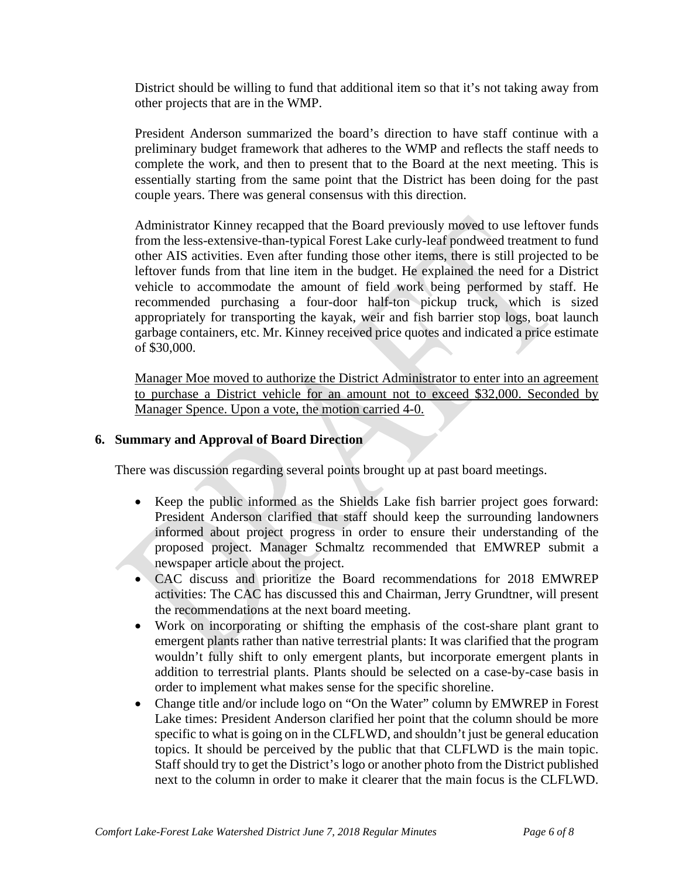District should be willing to fund that additional item so that it's not taking away from other projects that are in the WMP.

President Anderson summarized the board's direction to have staff continue with a preliminary budget framework that adheres to the WMP and reflects the staff needs to complete the work, and then to present that to the Board at the next meeting. This is essentially starting from the same point that the District has been doing for the past couple years. There was general consensus with this direction.

Administrator Kinney recapped that the Board previously moved to use leftover funds from the less-extensive-than-typical Forest Lake curly-leaf pondweed treatment to fund other AIS activities. Even after funding those other items, there is still projected to be leftover funds from that line item in the budget. He explained the need for a District vehicle to accommodate the amount of field work being performed by staff. He recommended purchasing a four-door half-ton pickup truck, which is sized appropriately for transporting the kayak, weir and fish barrier stop logs, boat launch garbage containers, etc. Mr. Kinney received price quotes and indicated a price estimate of $30,000.

<u>Manager Moe moved to authorize the District Administrator to enter into an agreement to purchase a District vehicle for an amount not to exceed $32,000. Seconded by Manager Spence. Upon a vote, the motion carried 4-0.</u>

## 6. Summary and Approval of Board Direction

There was discussion regarding several points brought up at past board meetings.

- Keep the public informed as the Shields Lake fish barrier project goes forward: President Anderson clarified that staff should keep the surrounding landowners informed about project progress in order to ensure their understanding of the proposed project. Manager Schmaltz recommended that EMWREP submit a newspaper article about the project.
- CAC discuss and prioritize the Board recommendations for 2018 EMWREP activities: The CAC has discussed this and Chairman, Jerry Grundtner, will present the recommendations at the next board meeting.
- Work on incorporating or shifting the emphasis of the cost-share plant grant to emergent plants rather than native terrestrial plants: It was clarified that the program wouldn't fully shift to only emergent plants, but incorporate emergent plants in addition to terrestrial plants. Plants should be selected on a case-by-case basis in order to implement what makes sense for the specific shoreline.
- Change title and/or include logo on "On the Water" column by EMWREP in Forest Lake times: President Anderson clarified her point that the column should be more specific to what is going on in the CLFLWD, and shouldn't just be general education topics. It should be perceived by the public that that CLFLWD is the main topic. Staff should try to get the District's logo or another photo from the District published next to the column in order to make it clearer that the main focus is the CLFLWD.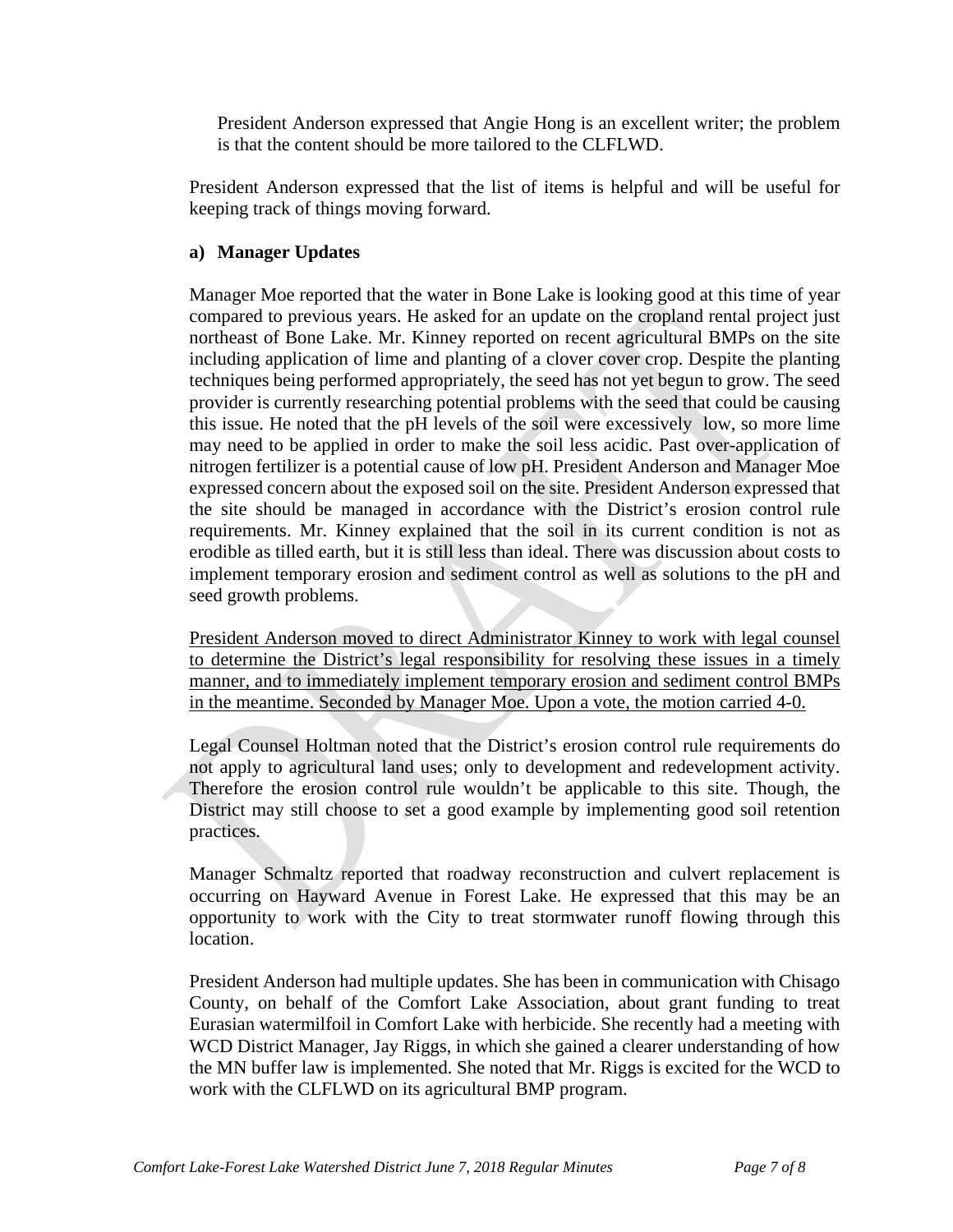President Anderson expressed that Angie Hong is an excellent writer; the problem is that the content should be more tailored to the CLFLWD.

President Anderson expressed that the list of items is helpful and will be useful for keeping track of things moving forward.

**a) Manager Updates**

Manager Moe reported that the water in Bone Lake is looking good at this time of year compared to previous years. He asked for an update on the cropland rental project just northeast of Bone Lake. Mr. Kinney reported on recent agricultural BMPs on the site including application of lime and planting of a clover cover crop. Despite the planting techniques being performed appropriately, the seed has not yet begun to grow. The seed provider is currently researching potential problems with the seed that could be causing this issue. He noted that the pH levels of the soil were excessively low, so more lime may need to be applied in order to make the soil less acidic. Past over-application of nitrogen fertilizer is a potential cause of low pH. President Anderson and Manager Moe expressed concern about the exposed soil on the site. President Anderson expressed that the site should be managed in accordance with the District's erosion control rule requirements. Mr. Kinney explained that the soil in its current condition is not as erodible as tilled earth, but it is still less than ideal. There was discussion about costs to implement temporary erosion and sediment control as well as solutions to the pH and seed growth problems.

<u>President Anderson moved to direct Administrator Kinney to work with legal counsel to determine the District's legal responsibility for resolving these issues in a timely manner, and to immediately implement temporary erosion and sediment control BMPs in the meantime. Seconded by Manager Moe. Upon a vote, the motion carried 4-0.</u>

Legal Counsel Holtman noted that the District's erosion control rule requirements do not apply to agricultural land uses; only to development and redevelopment activity. Therefore the erosion control rule wouldn't be applicable to this site. Though, the District may still choose to set a good example by implementing good soil retention practices.

Manager Schmaltz reported that roadway reconstruction and culvert replacement is occurring on Hayward Avenue in Forest Lake. He expressed that this may be an opportunity to work with the City to treat stormwater runoff flowing through this location.

President Anderson had multiple updates. She has been in communication with Chisago County, on behalf of the Comfort Lake Association, about grant funding to treat Eurasian watermilfoil in Comfort Lake with herbicide. She recently had a meeting with WCD District Manager, Jay Riggs, in which she gained a clearer understanding of how the MN buffer law is implemented. She noted that Mr. Riggs is excited for the WCD to work with the CLFLWD on its agricultural BMP program.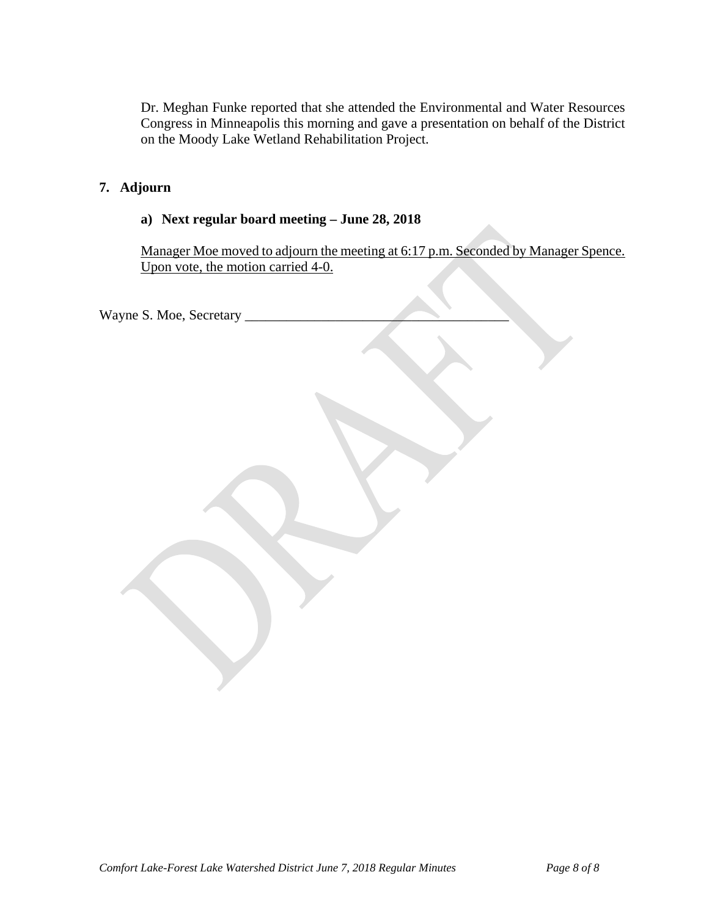Dr. Meghan Funke reported that she attended the Environmental and Water Resources Congress in Minneapolis this morning and gave a presentation on behalf of the District on the Moody Lake Wetland Rehabilitation Project.

## 7. Adjourn

### a) Next regular board meeting – June 28, 2018

Manager Moe moved to adjourn the meeting at 6:17 p.m. Seconded by Manager Spence. Upon vote, the motion carried 4-0.

Wayne S. Moe, Secretary ______________________________________